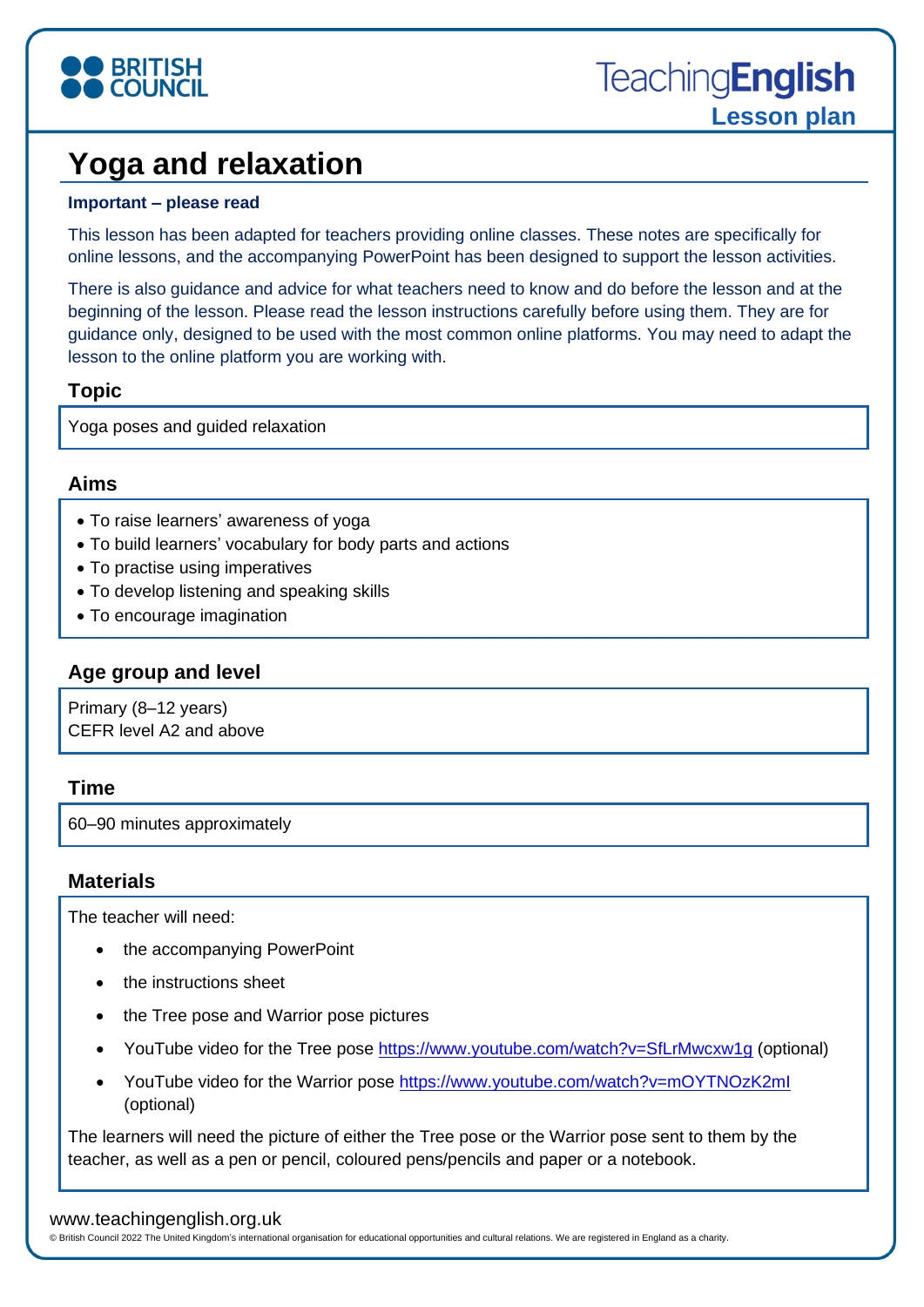# Yoga and relaxation

**Important – please read**

This lesson has been adapted for teachers providing online classes. These notes are specifically for online lessons, and the accompanying PowerPoint has been designed to support the lesson activities.

There is also guidance and advice for what teachers need to know and do before the lesson and at the beginning of the lesson. Please read the lesson instructions carefully before using them. They are for guidance only, designed to be used with the most common online platforms. You may need to adapt the lesson to the online platform you are working with.

## Topic

Yoga poses and guided relaxation

## Aims

- To raise learners' awareness of yoga
- To build learners' vocabulary for body parts and actions
- To practise using imperatives
- To develop listening and speaking skills
- To encourage imagination

## Age group and level

Primary (8–12 years)
CEFR level A2 and above

## Time

60–90 minutes approximately

## Materials

The teacher will need:

- the accompanying PowerPoint
- the instructions sheet
- the Tree pose and Warrior pose pictures
- YouTube video for the Tree pose https://www.youtube.com/watch?v=SfLrMwcxw1g (optional)
- YouTube video for the Warrior pose https://www.youtube.com/watch?v=mOYTNOzK2mI (optional)

The learners will need the picture of either the Tree pose or the Warrior pose sent to them by the teacher, as well as a pen or pencil, coloured pens/pencils and paper or a notebook.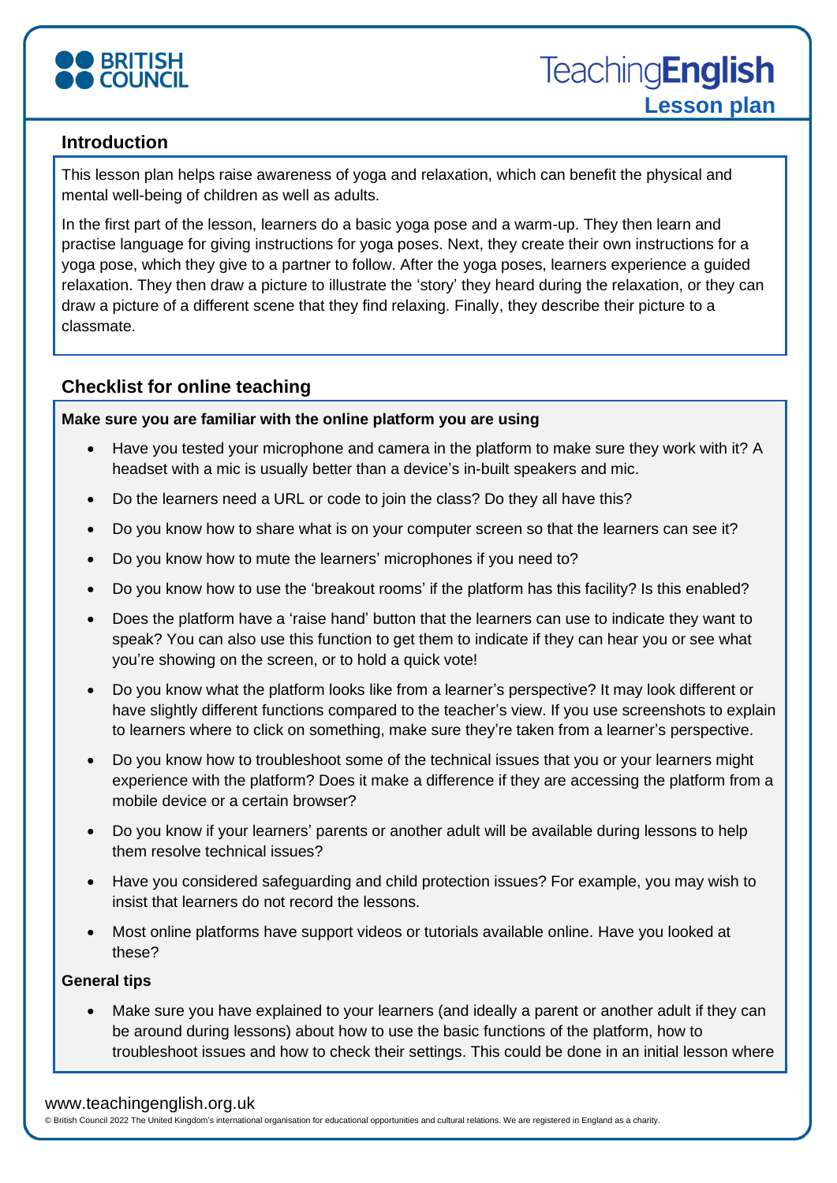## Introduction

This lesson plan helps raise awareness of yoga and relaxation, which can benefit the physical and mental well-being of children as well as adults.

In the first part of the lesson, learners do a basic yoga pose and a warm-up. They then learn and practise language for giving instructions for yoga poses. Next, they create their own instructions for a yoga pose, which they give to a partner to follow. After the yoga poses, learners experience a guided relaxation. They then draw a picture to illustrate the 'story' they heard during the relaxation, or they can draw a picture of a different scene that they find relaxing. Finally, they describe their picture to a classmate.

## Checklist for online teaching

**Make sure you are familiar with the online platform you are using**

- Have you tested your microphone and camera in the platform to make sure they work with it? A headset with a mic is usually better than a device's in-built speakers and mic.
- Do the learners need a URL or code to join the class? Do they all have this?
- Do you know how to share what is on your computer screen so that the learners can see it?
- Do you know how to mute the learners' microphones if you need to?
- Do you know how to use the 'breakout rooms' if the platform has this facility? Is this enabled?
- Does the platform have a 'raise hand' button that the learners can use to indicate they want to speak? You can also use this function to get them to indicate if they can hear you or see what you're showing on the screen, or to hold a quick vote!
- Do you know what the platform looks like from a learner's perspective? It may look different or have slightly different functions compared to the teacher's view. If you use screenshots to explain to learners where to click on something, make sure they're taken from a learner's perspective.
- Do you know how to troubleshoot some of the technical issues that you or your learners might experience with the platform? Does it make a difference if they are accessing the platform from a mobile device or a certain browser?
- Do you know if your learners' parents or another adult will be available during lessons to help them resolve technical issues?
- Have you considered safeguarding and child protection issues? For example, you may wish to insist that learners do not record the lessons.
- Most online platforms have support videos or tutorials available online. Have you looked at these?

**General tips**

- Make sure you have explained to your learners (and ideally a parent or another adult if they can be around during lessons) about how to use the basic functions of the platform, how to troubleshoot issues and how to check their settings. This could be done in an initial lesson where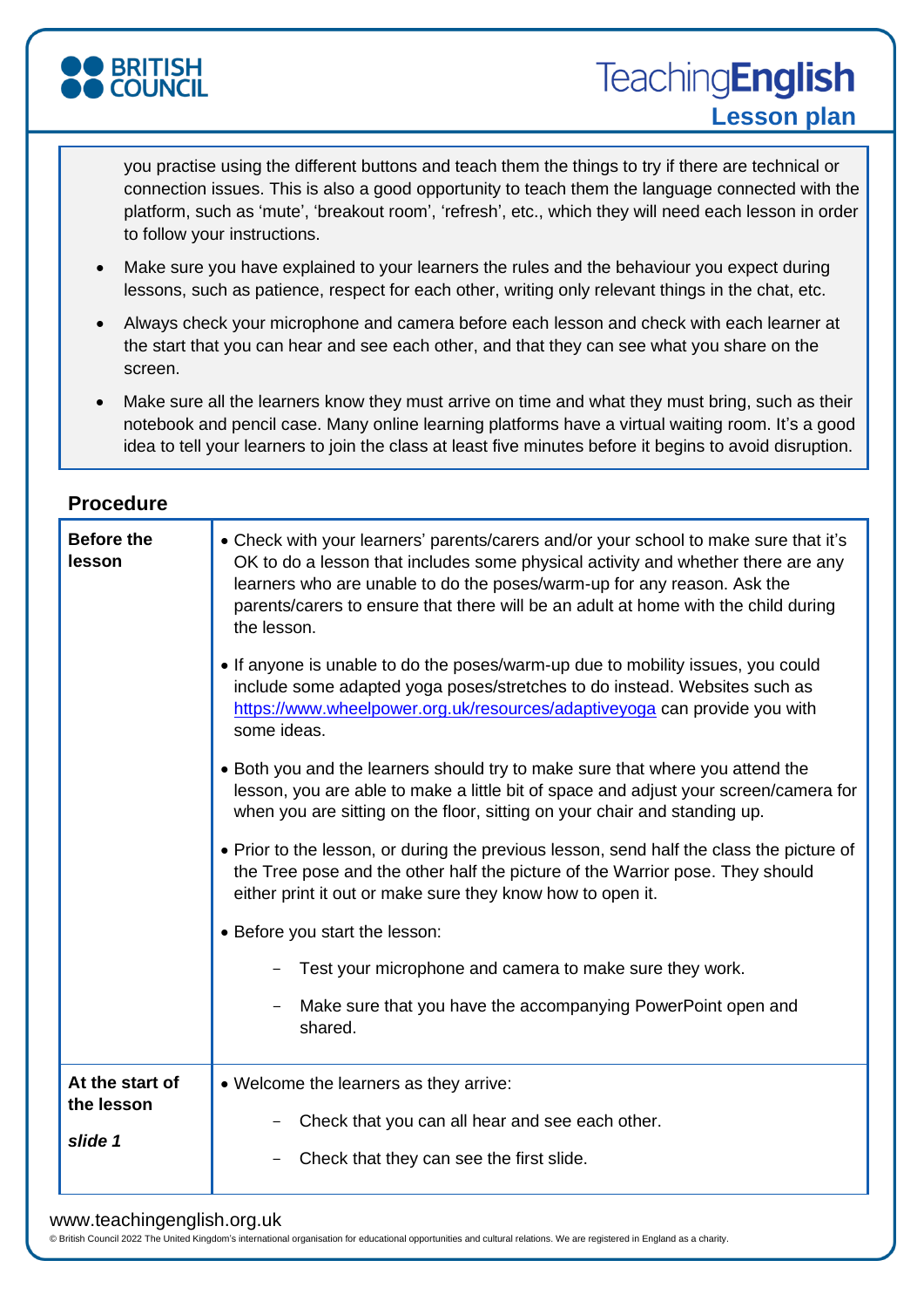you practise using the different buttons and teach them the things to try if there are technical or connection issues. This is also a good opportunity to teach them the language connected with the platform, such as 'mute', 'breakout room', 'refresh', etc., which they will need each lesson in order to follow your instructions.

- Make sure you have explained to your learners the rules and the behaviour you expect during lessons, such as patience, respect for each other, writing only relevant things in the chat, etc.
- Always check your microphone and camera before each lesson and check with each learner at the start that you can hear and see each other, and that they can see what you share on the screen.
- Make sure all the learners know they must arrive on time and what they must bring, such as their notebook and pencil case. Many online learning platforms have a virtual waiting room. It's a good idea to tell your learners to join the class at least five minutes before it begins to avoid disruption.

## Procedure

| | |
|---|---|
| **Before the lesson** | • Check with your learners' parents/carers and/or your school to make sure that it's OK to do a lesson that includes some physical activity and whether there are any learners who are unable to do the poses/warm-up for any reason. Ask the parents/carers to ensure that there will be an adult at home with the child during the lesson.<br><br>• If anyone is unable to do the poses/warm-up due to mobility issues, you could include some adapted yoga poses/stretches to do instead. Websites such as https://www.wheelpower.org.uk/resources/adaptiveyoga can provide you with some ideas.<br><br>• Both you and the learners should try to make sure that where you attend the lesson, you are able to make a little bit of space and adjust your screen/camera for when you are sitting on the floor, sitting on your chair and standing up.<br><br>• Prior to the lesson, or during the previous lesson, send half the class the picture of the Tree pose and the other half the picture of the Warrior pose. They should either print it out or make sure they know how to open it.<br><br>• Before you start the lesson:<br>– Test your microphone and camera to make sure they work.<br>– Make sure that you have the accompanying PowerPoint open and shared. |
| **At the start of the lesson**<br><br>***slide 1*** | • Welcome the learners as they arrive:<br>– Check that you can all hear and see each other.<br>– Check that they can see the first slide. |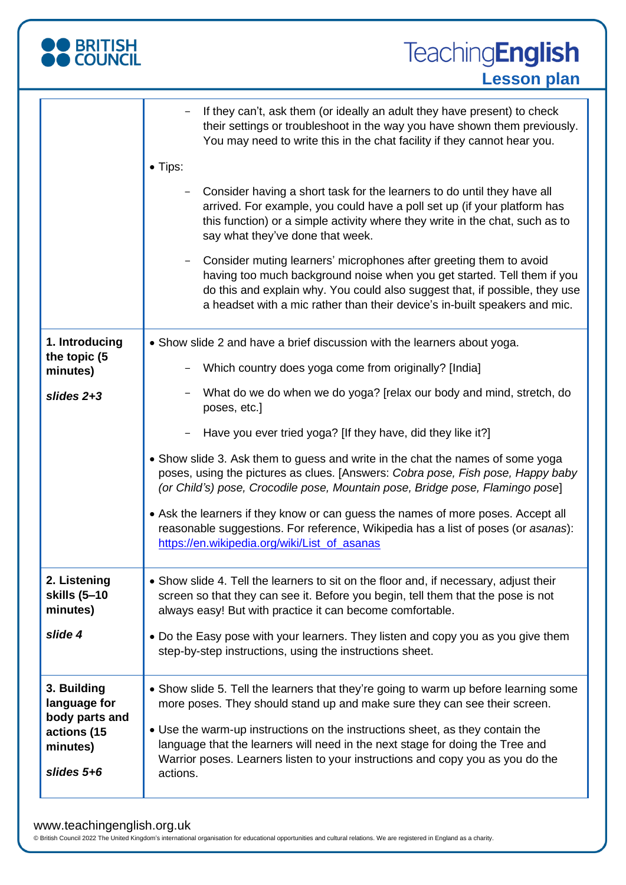| | |
|---|---|
| | – If they can't, ask them (or ideally an adult they have present) to check their settings or troubleshoot in the way you have shown them previously. You may need to write this in the chat facility if they cannot hear you.<br><br>• Tips:<br><br>– Consider having a short task for the learners to do until they have all arrived. For example, you could have a poll set up (if your platform has this function) or a simple activity where they write in the chat, such as to say what they've done that week.<br><br>– Consider muting learners' microphones after greeting them to avoid having too much background noise when you get started. Tell them if you do this and explain why. You could also suggest that, if possible, they use a headset with a mic rather than their device's in-built speakers and mic. |
| **1. Introducing the topic (5 minutes)**<br><br>***slides 2+3*** | • Show slide 2 and have a brief discussion with the learners about yoga.<br><br>– Which country does yoga come from originally? [India]<br><br>– What do we do when we do yoga? [relax our body and mind, stretch, do poses, etc.]<br><br>– Have you ever tried yoga? [If they have, did they like it?]<br><br>• Show slide 3. Ask them to guess and write in the chat the names of some yoga poses, using the pictures as clues. [Answers: *Cobra pose, Fish pose, Happy baby (or Child's) pose, Crocodile pose, Mountain pose, Bridge pose, Flamingo pose*]<br><br>• Ask the learners if they know or can guess the names of more poses. Accept all reasonable suggestions. For reference, Wikipedia has a list of poses (or *asanas*): https://en.wikipedia.org/wiki/List_of_asanas |
| **2. Listening skills (5–10 minutes)**<br><br>***slide 4*** | • Show slide 4. Tell the learners to sit on the floor and, if necessary, adjust their screen so that they can see it. Before you begin, tell them that the pose is not always easy! But with practice it can become comfortable.<br><br>• Do the Easy pose with your learners. They listen and copy you as you give them step-by-step instructions, using the instructions sheet. |
| **3. Building language for body parts and actions (15 minutes)**<br><br>***slides 5+6*** | • Show slide 5. Tell the learners that they're going to warm up before learning some more poses. They should stand up and make sure they can see their screen.<br><br>• Use the warm-up instructions on the instructions sheet, as they contain the language that the learners will need in the next stage for doing the Tree and Warrior poses. Learners listen to your instructions and copy you as you do the actions. |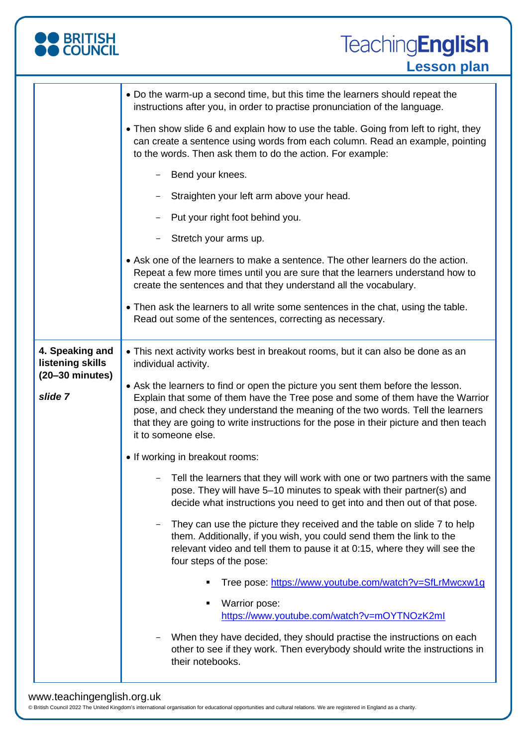| | |
|---|---|
| | • Do the warm-up a second time, but this time the learners should repeat the instructions after you, in order to practise pronunciation of the language.<br><br>• Then show slide 6 and explain how to use the table. Going from left to right, they can create a sentence using words from each column. Read an example, pointing to the words. Then ask them to do the action. For example:<br>– Bend your knees.<br>– Straighten your left arm above your head.<br>– Put your right foot behind you.<br>– Stretch your arms up.<br><br>• Ask one of the learners to make a sentence. The other learners do the action. Repeat a few more times until you are sure that the learners understand how to create the sentences and that they understand all the vocabulary.<br><br>• Then ask the learners to all write some sentences in the chat, using the table. Read out some of the sentences, correcting as necessary. |
| **4. Speaking and listening skills (20–30 minutes)**<br><br>***slide 7*** | • This next activity works best in breakout rooms, but it can also be done as an individual activity.<br><br>• Ask the learners to find or open the picture you sent them before the lesson. Explain that some of them have the Tree pose and some of them have the Warrior pose, and check they understand the meaning of the two words. Tell the learners that they are going to write instructions for the pose in their picture and then teach it to someone else.<br><br>• If working in breakout rooms:<br>– Tell the learners that they will work with one or two partners with the same pose. They will have 5–10 minutes to speak with their partner(s) and decide what instructions you need to get into and then out of that pose.<br>– They can use the picture they received and the table on slide 7 to help them. Additionally, if you wish, you could send them the link to the relevant video and tell them to pause it at 0:15, where they will see the four steps of the pose:<br>▪ Tree pose: [https://www.youtube.com/watch?v=SfLrMwcxw1g](https://www.youtube.com/watch?v=SfLrMwcxw1g)<br>▪ Warrior pose: [https://www.youtube.com/watch?v=mOYTNOzK2mI](https://www.youtube.com/watch?v=mOYTNOzK2mI)<br>– When they have decided, they should practise the instructions on each other to see if they work. Then everybody should write the instructions in their notebooks. |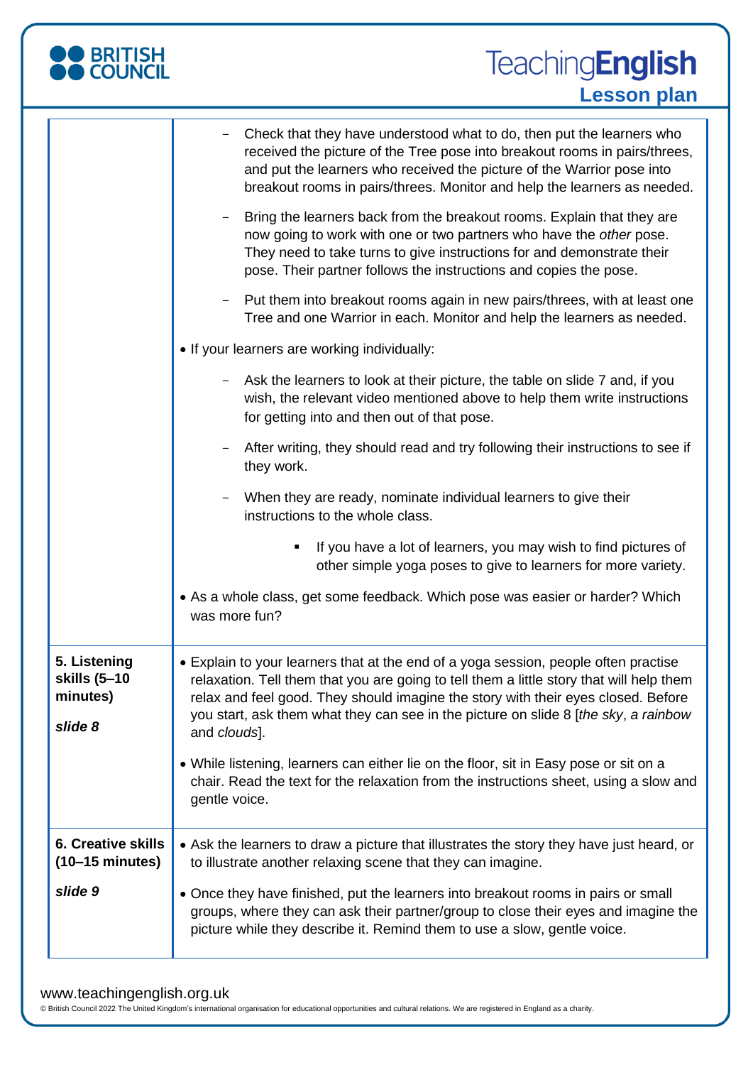| | |
|---|---|
| | – Check that they have understood what to do, then put the learners who received the picture of the Tree pose into breakout rooms in pairs/threes, and put the learners who received the picture of the Warrior pose into breakout rooms in pairs/threes. Monitor and help the learners as needed.<br><br>– Bring the learners back from the breakout rooms. Explain that they are now going to work with one or two partners who have the *other* pose. They need to take turns to give instructions for and demonstrate their pose. Their partner follows the instructions and copies the pose.<br><br>– Put them into breakout rooms again in new pairs/threes, with at least one Tree and one Warrior in each. Monitor and help the learners as needed.<br><br>• If your learners are working individually:<br><br>– Ask the learners to look at their picture, the table on slide 7 and, if you wish, the relevant video mentioned above to help them write instructions for getting into and then out of that pose.<br><br>– After writing, they should read and try following their instructions to see if they work.<br><br>– When they are ready, nominate individual learners to give their instructions to the whole class.<br><br>▪ If you have a lot of learners, you may wish to find pictures of other simple yoga poses to give to learners for more variety.<br><br>• As a whole class, get some feedback. Which pose was easier or harder? Which was more fun? |
| **5. Listening skills (5–10 minutes)**<br><br>***slide 8*** | • Explain to your learners that at the end of a yoga session, people often practise relaxation. Tell them that you are going to tell them a little story that will help them relax and feel good. They should imagine the story with their eyes closed. Before you start, ask them what they can see in the picture on slide 8 [*the sky*, *a rainbow* and *clouds*].<br><br>• While listening, learners can either lie on the floor, sit in Easy pose or sit on a chair. Read the text for the relaxation from the instructions sheet, using a slow and gentle voice. |
| **6. Creative skills (10–15 minutes)**<br><br>***slide 9*** | • Ask the learners to draw a picture that illustrates the story they have just heard, or to illustrate another relaxing scene that they can imagine.<br><br>• Once they have finished, put the learners into breakout rooms in pairs or small groups, where they can ask their partner/group to close their eyes and imagine the picture while they describe it. Remind them to use a slow, gentle voice. |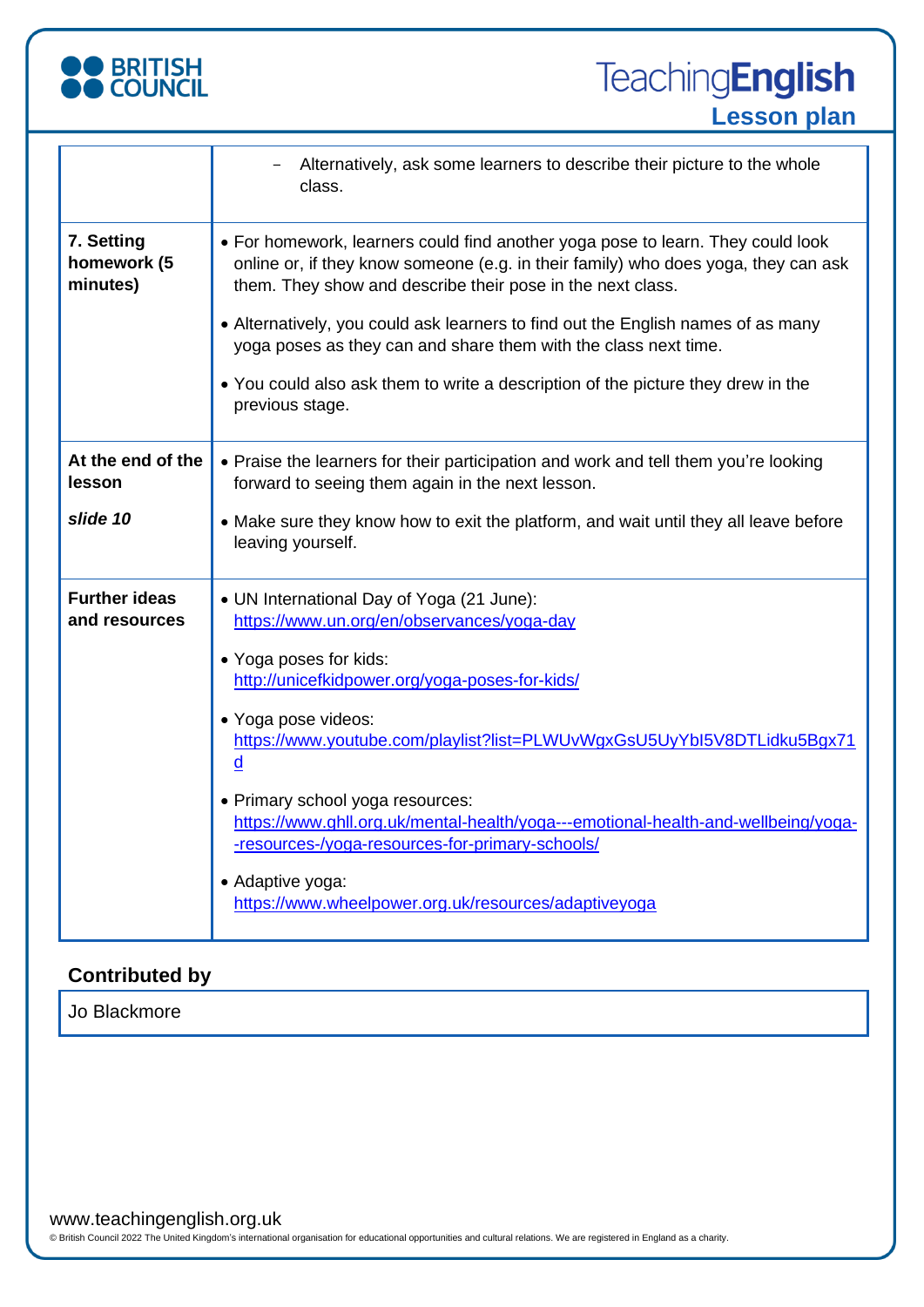| | |
|---|---|
| | – Alternatively, ask some learners to describe their picture to the whole class. |
| **7. Setting homework (5 minutes)** | • For homework, learners could find another yoga pose to learn. They could look online or, if they know someone (e.g. in their family) who does yoga, they can ask them. They show and describe their pose in the next class.<br><br>• Alternatively, you could ask learners to find out the English names of as many yoga poses as they can and share them with the class next time.<br><br>• You could also ask them to write a description of the picture they drew in the previous stage. |
| **At the end of the lesson**<br><br>***slide 10*** | • Praise the learners for their participation and work and tell them you're looking forward to seeing them again in the next lesson.<br><br>• Make sure they know how to exit the platform, and wait until they all leave before leaving yourself. |
| **Further ideas and resources** | • UN International Day of Yoga (21 June): https://www.un.org/en/observances/yoga-day<br><br>• Yoga poses for kids: http://unicefkidpower.org/yoga-poses-for-kids/<br><br>• Yoga pose videos: https://www.youtube.com/playlist?list=PLWUvWgxGsU5UyYbI5V8DTLidku5Bgx71d<br><br>• Primary school yoga resources: https://www.ghll.org.uk/mental-health/yoga---emotional-health-and-wellbeing/yoga--resources-/yoga-resources-for-primary-schools/<br><br>• Adaptive yoga: https://www.wheelpower.org.uk/resources/adaptiveyoga |

**Contributed by**

Jo Blackmore